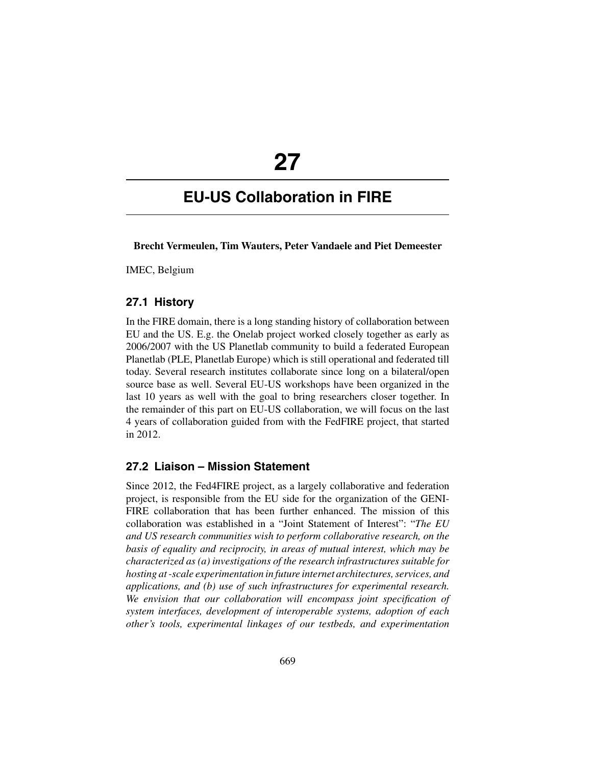# 27

# EU-US Collaboration in FIRE

**Brecht Vermeulen, Tim Wauters, Peter Vandaele and Piet Demeester**

IMEC, Belgium

## 27.1 History

In the FIRE domain, there is a long standing history of collaboration between EU and the US. E.g. the Onelab project worked closely together as early as 2006/2007 with the US Planetlab community to build a federated European Planetlab (PLE, Planetlab Europe) which is still operational and federated till today. Several research institutes collaborate since long on a bilateral/open source base as well. Several EU-US workshops have been organized in the last 10 years as well with the goal to bring researchers closer together. In the remainder of this part on EU-US collaboration, we will focus on the last 4 years of collaboration guided from with the FedFIRE project, that started in 2012.

## 27.2 Liaison – Mission Statement

Since 2012, the Fed4FIRE project, as a largely collaborative and federation project, is responsible from the EU side for the organization of the GENI-FIRE collaboration that has been further enhanced. The mission of this collaboration was established in a "Joint Statement of Interest": "*The EU and US research communities wish to perform collaborative research, on the basis of equality and reciprocity, in areas of mutual interest, which may be characterized as (a) investigations of the research infrastructures suitable for hosting at-scale experimentation in future internet architectures, services, and applications, and (b) use of such infrastructures for experimental research. We envision that our collaboration will encompass joint specification of system interfaces, development of interoperable systems, adoption of each other's tools, experimental linkages of our testbeds, and experimentation*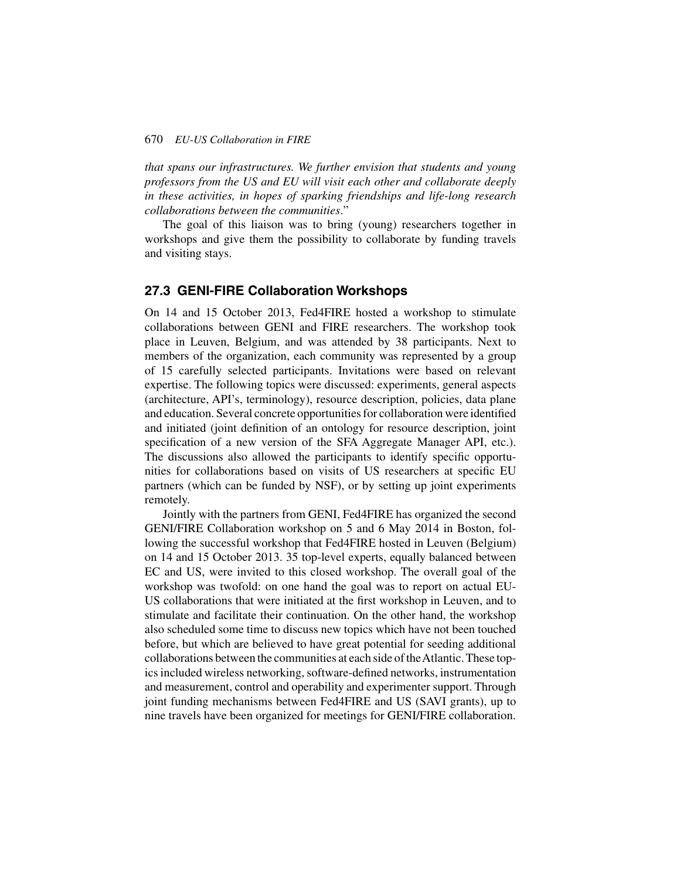*that spans our infrastructures. We further envision that students and young professors from the US and EU will visit each other and collaborate deeply in these activities, in hopes of sparking friendships and life-long research collaborations between the communities*."

The goal of this liaison was to bring (young) researchers together in workshops and give them the possibility to collaborate by funding travels and visiting stays.

## 27.3 GENI-FIRE Collaboration Workshops

On 14 and 15 October 2013, Fed4FIRE hosted a workshop to stimulate collaborations between GENI and FIRE researchers. The workshop took place in Leuven, Belgium, and was attended by 38 participants. Next to members of the organization, each community was represented by a group of 15 carefully selected participants. Invitations were based on relevant expertise. The following topics were discussed: experiments, general aspects (architecture, API's, terminology), resource description, policies, data plane and education. Several concrete opportunities for collaboration were identified and initiated (joint definition of an ontology for resource description, joint specification of a new version of the SFA Aggregate Manager API, etc.). The discussions also allowed the participants to identify specific opportunities for collaborations based on visits of US researchers at specific EU partners (which can be funded by NSF), or by setting up joint experiments remotely.

Jointly with the partners from GENI, Fed4FIRE has organized the second GENI/FIRE Collaboration workshop on 5 and 6 May 2014 in Boston, following the successful workshop that Fed4FIRE hosted in Leuven (Belgium) on 14 and 15 October 2013. 35 top-level experts, equally balanced between EC and US, were invited to this closed workshop. The overall goal of the workshop was twofold: on one hand the goal was to report on actual EU-US collaborations that were initiated at the first workshop in Leuven, and to stimulate and facilitate their continuation. On the other hand, the workshop also scheduled some time to discuss new topics which have not been touched before, but which are believed to have great potential for seeding additional collaborations between the communities at each side of the Atlantic. These topics included wireless networking, software-defined networks, instrumentation and measurement, control and operability and experimenter support. Through joint funding mechanisms between Fed4FIRE and US (SAVI grants), up to nine travels have been organized for meetings for GENI/FIRE collaboration.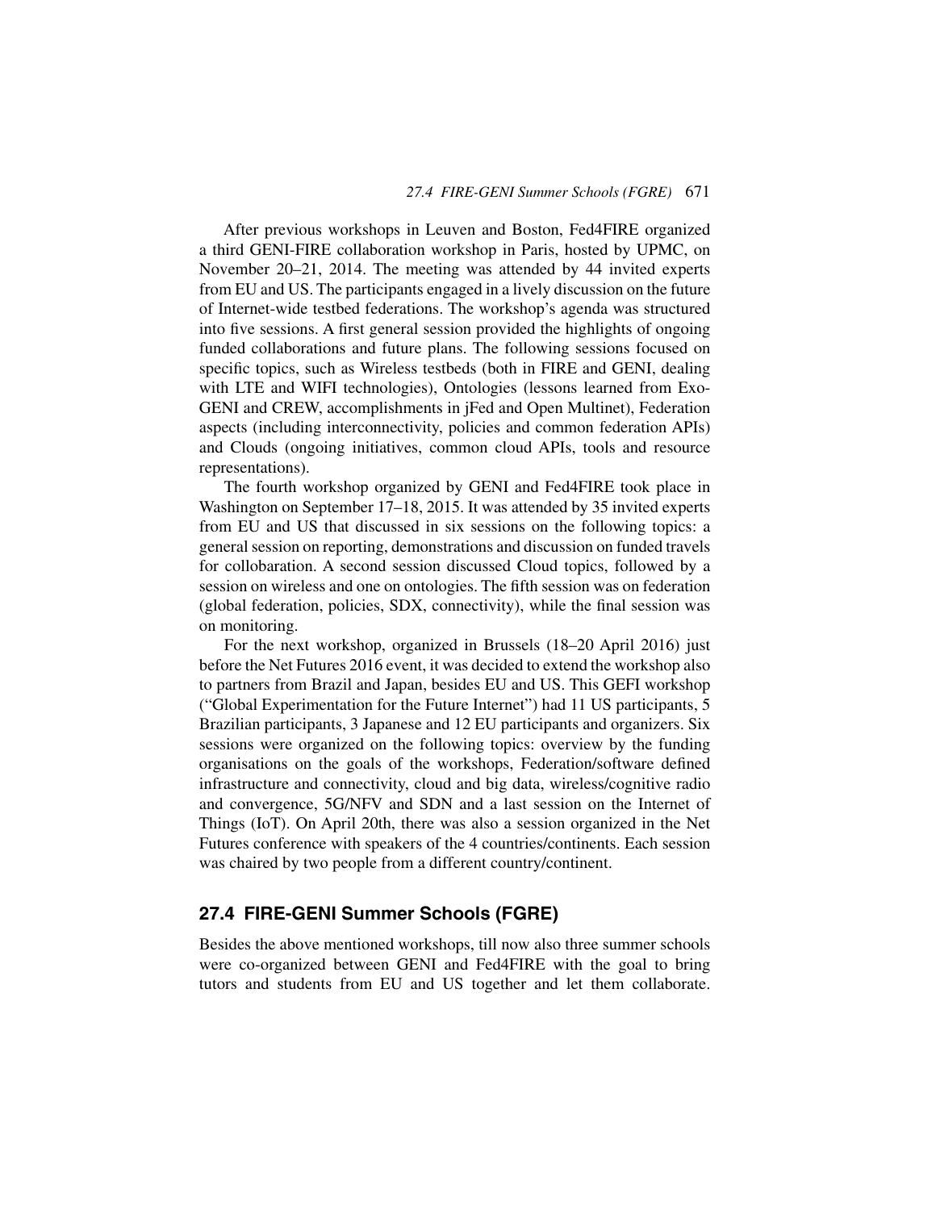After previous workshops in Leuven and Boston, Fed4FIRE organized a third GENI-FIRE collaboration workshop in Paris, hosted by UPMC, on November 20–21, 2014. The meeting was attended by 44 invited experts from EU and US. The participants engaged in a lively discussion on the future of Internet-wide testbed federations. The workshop's agenda was structured into five sessions. A first general session provided the highlights of ongoing funded collaborations and future plans. The following sessions focused on specific topics, such as Wireless testbeds (both in FIRE and GENI, dealing with LTE and WIFI technologies), Ontologies (lessons learned from Exo-GENI and CREW, accomplishments in jFed and Open Multinet), Federation aspects (including interconnectivity, policies and common federation APIs) and Clouds (ongoing initiatives, common cloud APIs, tools and resource representations).

The fourth workshop organized by GENI and Fed4FIRE took place in Washington on September 17–18, 2015. It was attended by 35 invited experts from EU and US that discussed in six sessions on the following topics: a general session on reporting, demonstrations and discussion on funded travels for collobaration. A second session discussed Cloud topics, followed by a session on wireless and one on ontologies. The fifth session was on federation (global federation, policies, SDX, connectivity), while the final session was on monitoring.

For the next workshop, organized in Brussels (18–20 April 2016) just before the Net Futures 2016 event, it was decided to extend the workshop also to partners from Brazil and Japan, besides EU and US. This GEFI workshop ("Global Experimentation for the Future Internet") had 11 US participants, 5 Brazilian participants, 3 Japanese and 12 EU participants and organizers. Six sessions were organized on the following topics: overview by the funding organisations on the goals of the workshops, Federation/software defined infrastructure and connectivity, cloud and big data, wireless/cognitive radio and convergence, 5G/NFV and SDN and a last session on the Internet of Things (IoT). On April 20th, there was also a session organized in the Net Futures conference with speakers of the 4 countries/continents. Each session was chaired by two people from a different country/continent.

## 27.4 FIRE-GENI Summer Schools (FGRE)

Besides the above mentioned workshops, till now also three summer schools were co-organized between GENI and Fed4FIRE with the goal to bring tutors and students from EU and US together and let them collaborate.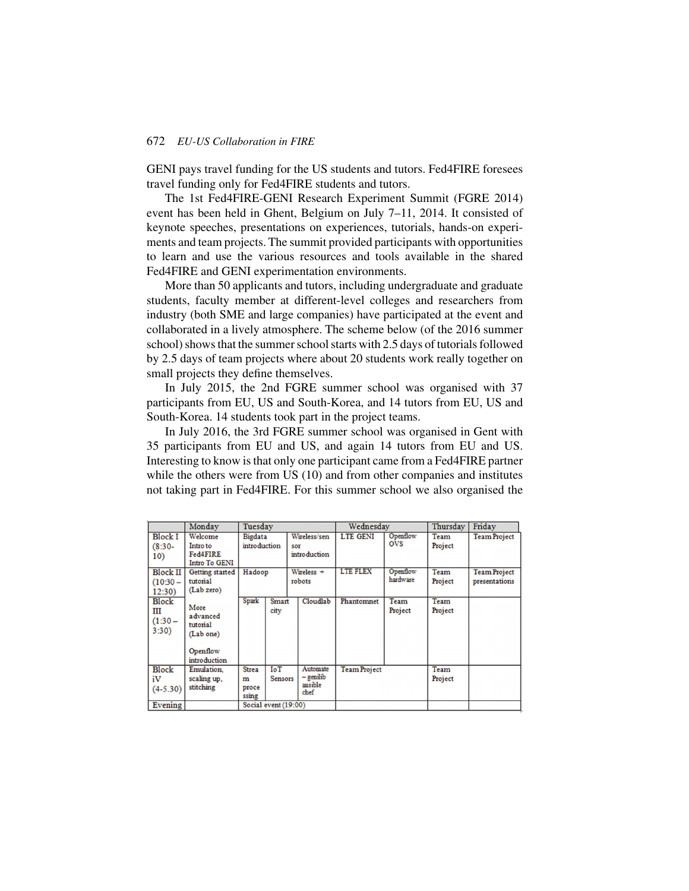GENI pays travel funding for the US students and tutors. Fed4FIRE foresees travel funding only for Fed4FIRE students and tutors.

The 1st Fed4FIRE-GENI Research Experiment Summit (FGRE 2014) event has been held in Ghent, Belgium on July 7–11, 2014. It consisted of keynote speeches, presentations on experiences, tutorials, hands-on experiments and team projects. The summit provided participants with opportunities to learn and use the various resources and tools available in the shared Fed4FIRE and GENI experimentation environments.

More than 50 applicants and tutors, including undergraduate and graduate students, faculty member at different-level colleges and researchers from industry (both SME and large companies) have participated at the event and collaborated in a lively atmosphere. The scheme below (of the 2016 summer school) shows that the summer school starts with 2.5 days of tutorials followed by 2.5 days of team projects where about 20 students work really together on small projects they define themselves.

In July 2015, the 2nd FGRE summer school was organised with 37 participants from EU, US and South-Korea, and 14 tutors from EU, US and South-Korea. 14 students took part in the project teams.

In July 2016, the 3rd FGRE summer school was organised in Gent with 35 participants from EU and US, and again 14 tutors from EU and US. Interesting to know is that only one participant came from a Fed4FIRE partner while the others were from US (10) and from other companies and institutes not taking part in Fed4FIRE. For this summer school we also organised the

| | Monday | Tuesday | | | Wednesday | | Thursday | Friday |
|---|---|---|---|---|---|---|---|---|
| Block I (8:30-10) | Welcome Intro to Fed4FIRE Intro To GENI | Bigdata introduction | | Wireless/sensor introduction | LTE GENI | Openflow OVS | Team Project | Team Project |
| Block II (10:30 – 12:30) | Getting started tutorial (Lab zero) | Hadoop | | Wireless + robots | LTE FLEX | Openflow hardware | Team Project | Team Project presentations |
| Block III (1:30 – 3:30) | More advanced tutorial (Lab one) Openflow introduction | Spark | Smart city | Cloudlab | Phantomnet | Team Project | Team Project | |
| Block iV (4-5.30) | Emulation, scaling up, stitching | Stream processing | IoT Sensors | Automate – genilib ansible chef | Team Project | | Team Project | |
| Evening | | Social event (19:00) | | | | | | |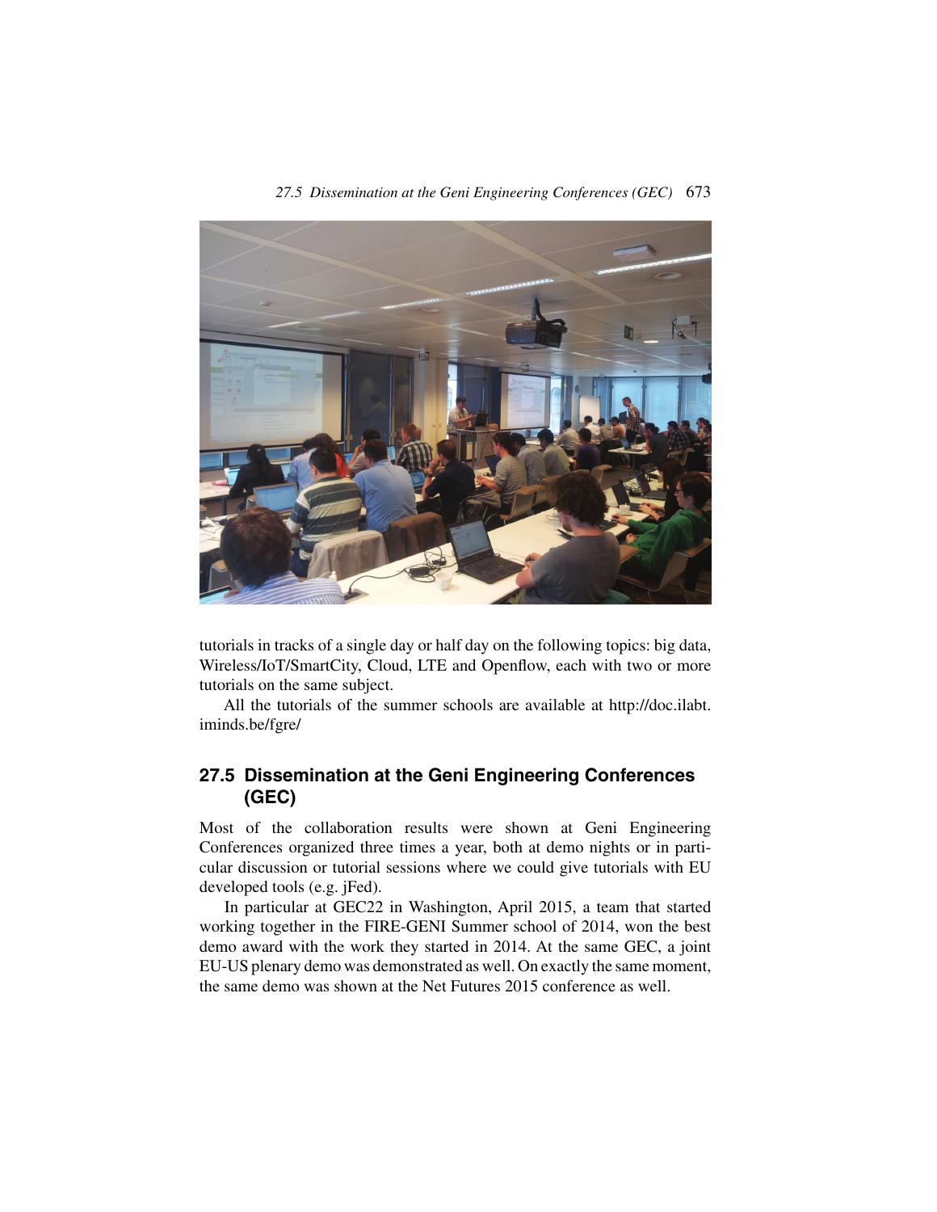tutorials in tracks of a single day or half day on the following topics: big data, Wireless/IoT/SmartCity, Cloud, LTE and Openflow, each with two or more tutorials on the same subject.

All the tutorials of the summer schools are available at http://doc.ilabt.iminds.be/fgre/

## 27.5 Dissemination at the Geni Engineering Conferences (GEC)

Most of the collaboration results were shown at Geni Engineering Conferences organized three times a year, both at demo nights or in particular discussion or tutorial sessions where we could give tutorials with EU developed tools (e.g. jFed).

In particular at GEC22 in Washington, April 2015, a team that started working together in the FIRE-GENI Summer school of 2014, won the best demo award with the work they started in 2014. At the same GEC, a joint EU-US plenary demo was demonstrated as well. On exactly the same moment, the same demo was shown at the Net Futures 2015 conference as well.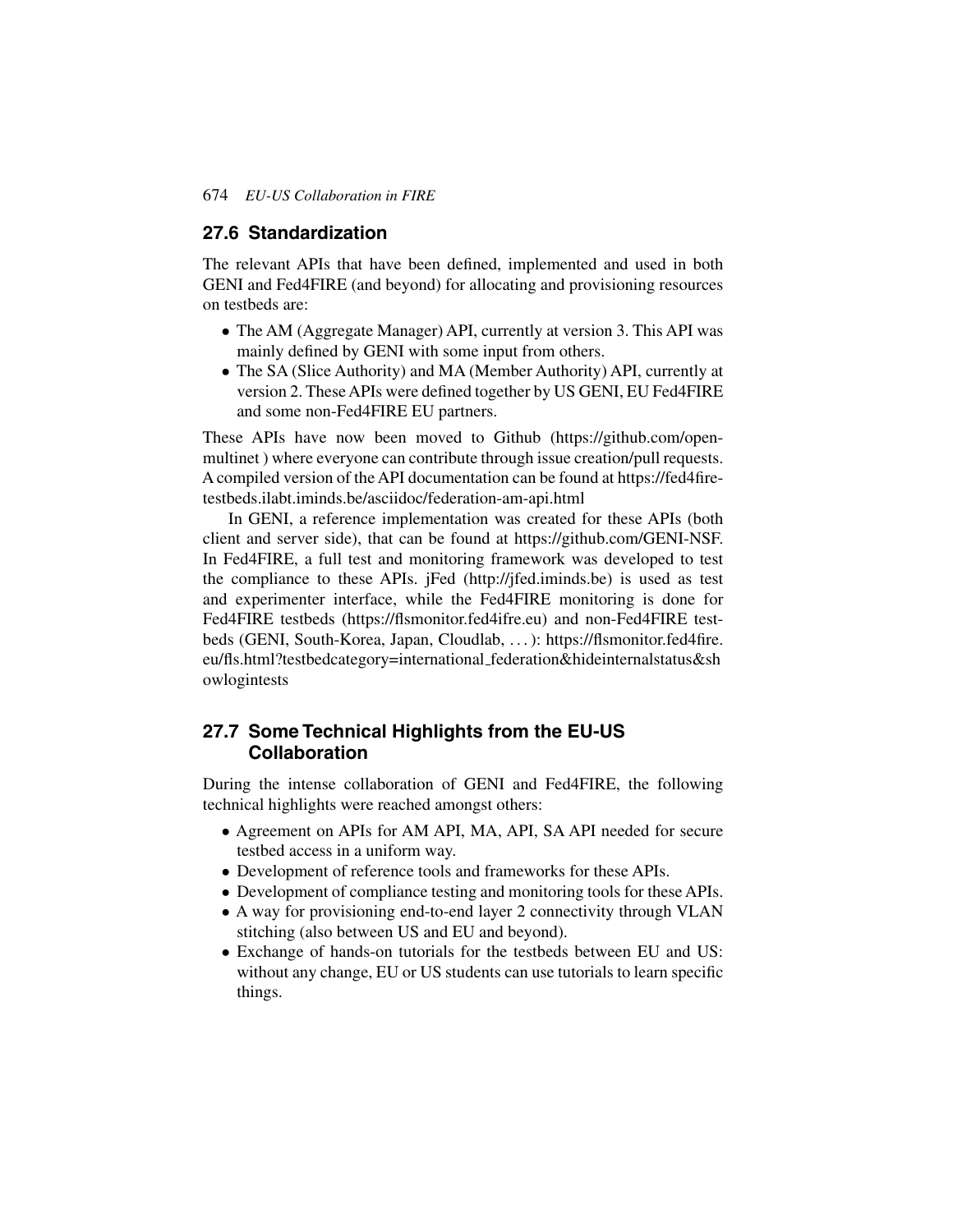## 27.6 Standardization

The relevant APIs that have been defined, implemented and used in both GENI and Fed4FIRE (and beyond) for allocating and provisioning resources on testbeds are:

- The AM (Aggregate Manager) API, currently at version 3. This API was mainly defined by GENI with some input from others.
- The SA (Slice Authority) and MA (Member Authority) API, currently at version 2. These APIs were defined together by US GENI, EU Fed4FIRE and some non-Fed4FIRE EU partners.

These APIs have now been moved to Github (https://github.com/open-multinet ) where everyone can contribute through issue creation/pull requests. A compiled version of the API documentation can be found at https://fed4fire-testbeds.ilabt.iminds.be/asciidoc/federation-am-api.html

In GENI, a reference implementation was created for these APIs (both client and server side), that can be found at https://github.com/GENI-NSF. In Fed4FIRE, a full test and monitoring framework was developed to test the compliance to these APIs. jFed (http://jfed.iminds.be) is used as test and experimenter interface, while the Fed4FIRE monitoring is done for Fed4FIRE testbeds (https://flsmonitor.fed4ifre.eu) and non-Fed4FIRE testbeds (GENI, South-Korea, Japan, Cloudlab, ...): https://flsmonitor.fed4fire.eu/fls.html?testbedcategory=international_federation&hideinternalstatus&showlogintests

## 27.7 Some Technical Highlights from the EU-US Collaboration

During the intense collaboration of GENI and Fed4FIRE, the following technical highlights were reached amongst others:

- Agreement on APIs for AM API, MA, API, SA API needed for secure testbed access in a uniform way.
- Development of reference tools and frameworks for these APIs.
- Development of compliance testing and monitoring tools for these APIs.
- A way for provisioning end-to-end layer 2 connectivity through VLAN stitching (also between US and EU and beyond).
- Exchange of hands-on tutorials for the testbeds between EU and US: without any change, EU or US students can use tutorials to learn specific things.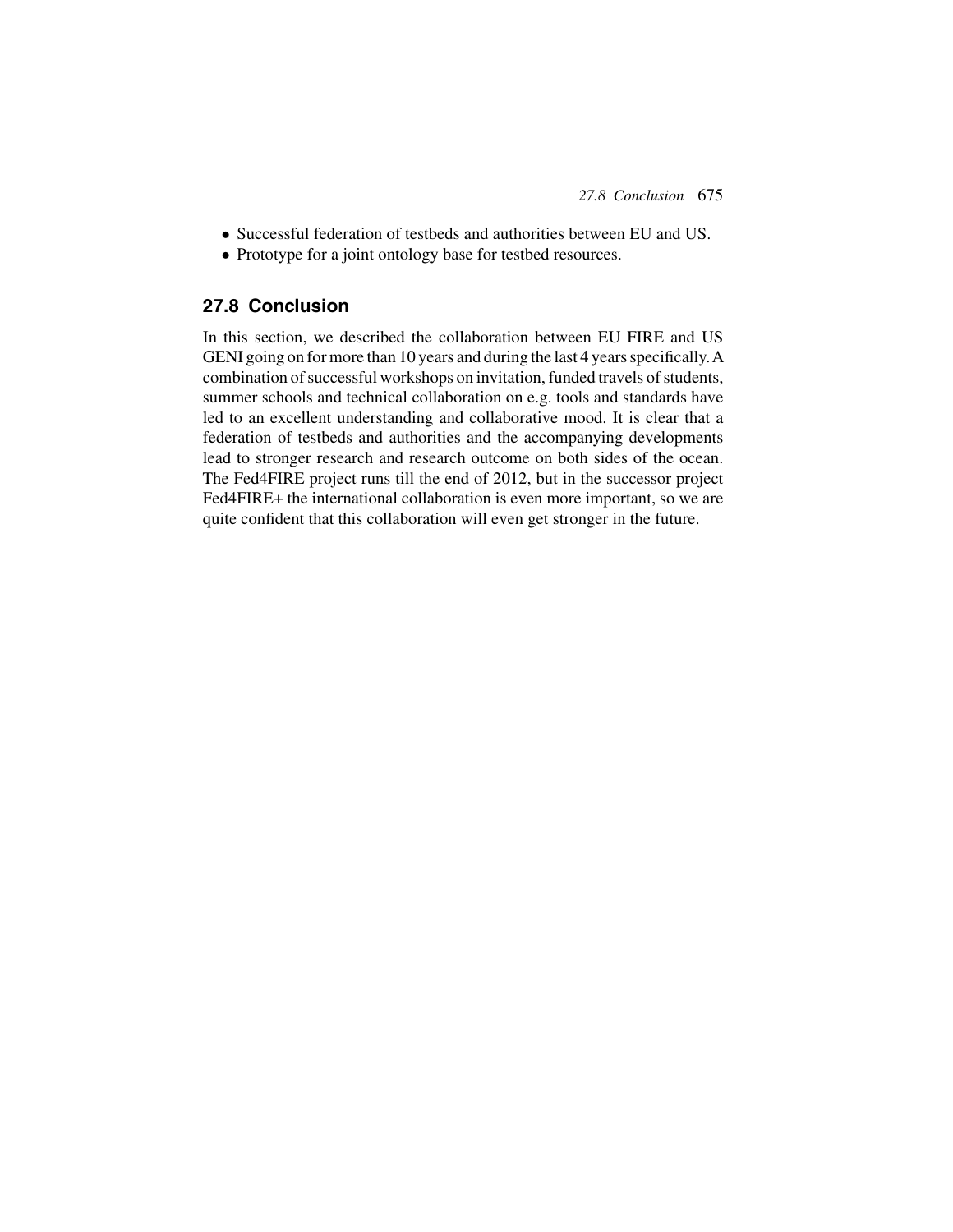- Successful federation of testbeds and authorities between EU and US.
- Prototype for a joint ontology base for testbed resources.

## 27.8 Conclusion

In this section, we described the collaboration between EU FIRE and US GENI going on for more than 10 years and during the last 4 years specifically. A combination of successful workshops on invitation, funded travels of students, summer schools and technical collaboration on e.g. tools and standards have led to an excellent understanding and collaborative mood. It is clear that a federation of testbeds and authorities and the accompanying developments lead to stronger research and research outcome on both sides of the ocean. The Fed4FIRE project runs till the end of 2012, but in the successor project Fed4FIRE+ the international collaboration is even more important, so we are quite confident that this collaboration will even get stronger in the future.